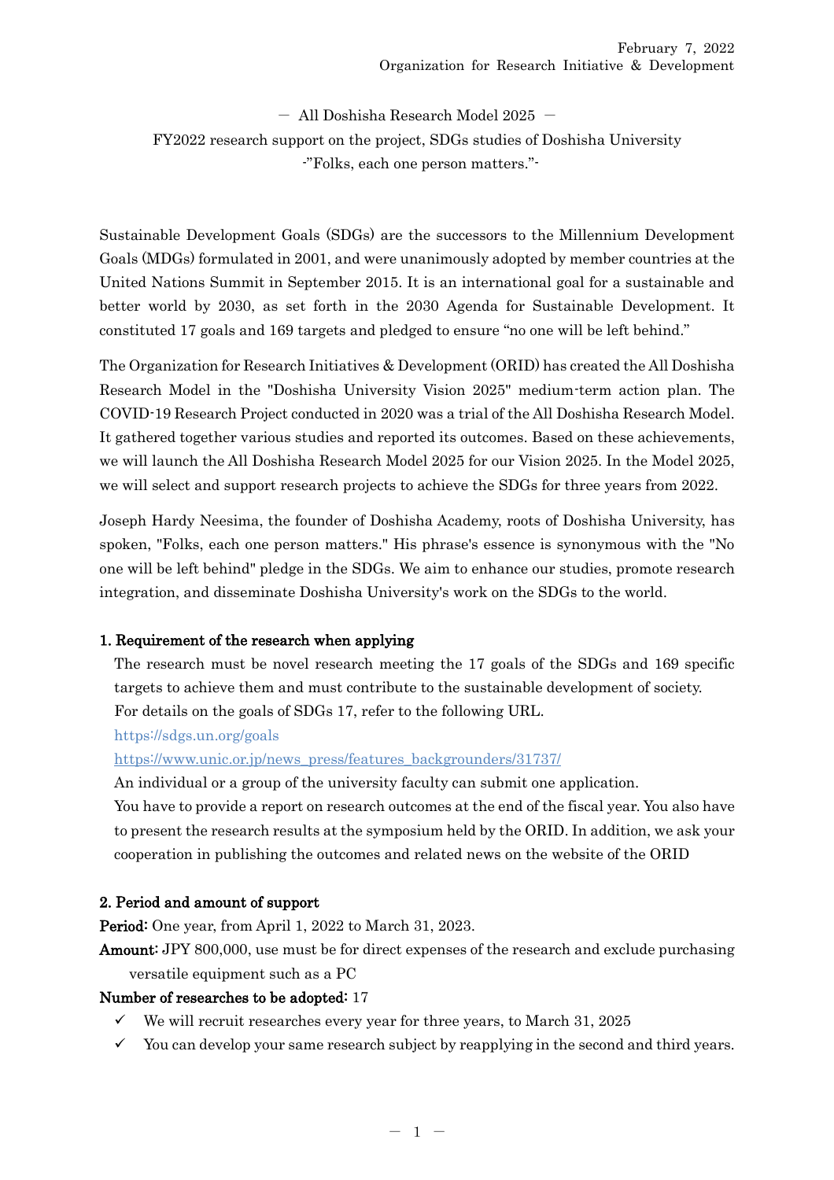February 7, 2022
Organization for Research Initiative & Development

― All Doshisha Research Model 2025 ―

FY2022 research support on the project, SDGs studies of Doshisha University

-"Folks, each one person matters."-

Sustainable Development Goals (SDGs) are the successors to the Millennium Development Goals (MDGs) formulated in 2001, and were unanimously adopted by member countries at the United Nations Summit in September 2015. It is an international goal for a sustainable and better world by 2030, as set forth in the 2030 Agenda for Sustainable Development. It constituted 17 goals and 169 targets and pledged to ensure "no one will be left behind."

The Organization for Research Initiatives & Development (ORID) has created the All Doshisha Research Model in the "Doshisha University Vision 2025" medium-term action plan. The COVID-19 Research Project conducted in 2020 was a trial of the All Doshisha Research Model. It gathered together various studies and reported its outcomes. Based on these achievements, we will launch the All Doshisha Research Model 2025 for our Vision 2025. In the Model 2025, we will select and support research projects to achieve the SDGs for three years from 2022.

Joseph Hardy Neesima, the founder of Doshisha Academy, roots of Doshisha University, has spoken, "Folks, each one person matters." His phrase's essence is synonymous with the "No one will be left behind" pledge in the SDGs. We aim to enhance our studies, promote research integration, and disseminate Doshisha University's work on the SDGs to the world.

## 1. Requirement of the research when applying

The research must be novel research meeting the 17 goals of the SDGs and 169 specific targets to achieve them and must contribute to the sustainable development of society.
For details on the goals of SDGs 17, refer to the following URL.
https://sdgs.un.org/goals
https://www.unic.or.jp/news_press/features_backgrounders/31737/
An individual or a group of the university faculty can submit one application.
You have to provide a report on research outcomes at the end of the fiscal year. You also have to present the research results at the symposium held by the ORID. In addition, we ask your cooperation in publishing the outcomes and related news on the website of the ORID

## 2. Period and amount of support

**Period:** One year, from April 1, 2022 to March 31, 2023.

**Amount:** JPY 800,000, use must be for direct expenses of the research and exclude purchasing versatile equipment such as a PC

**Number of researches to be adopted:** 17

- ✓ We will recruit researches every year for three years, to March 31, 2025
- ✓ You can develop your same research subject by reapplying in the second and third years.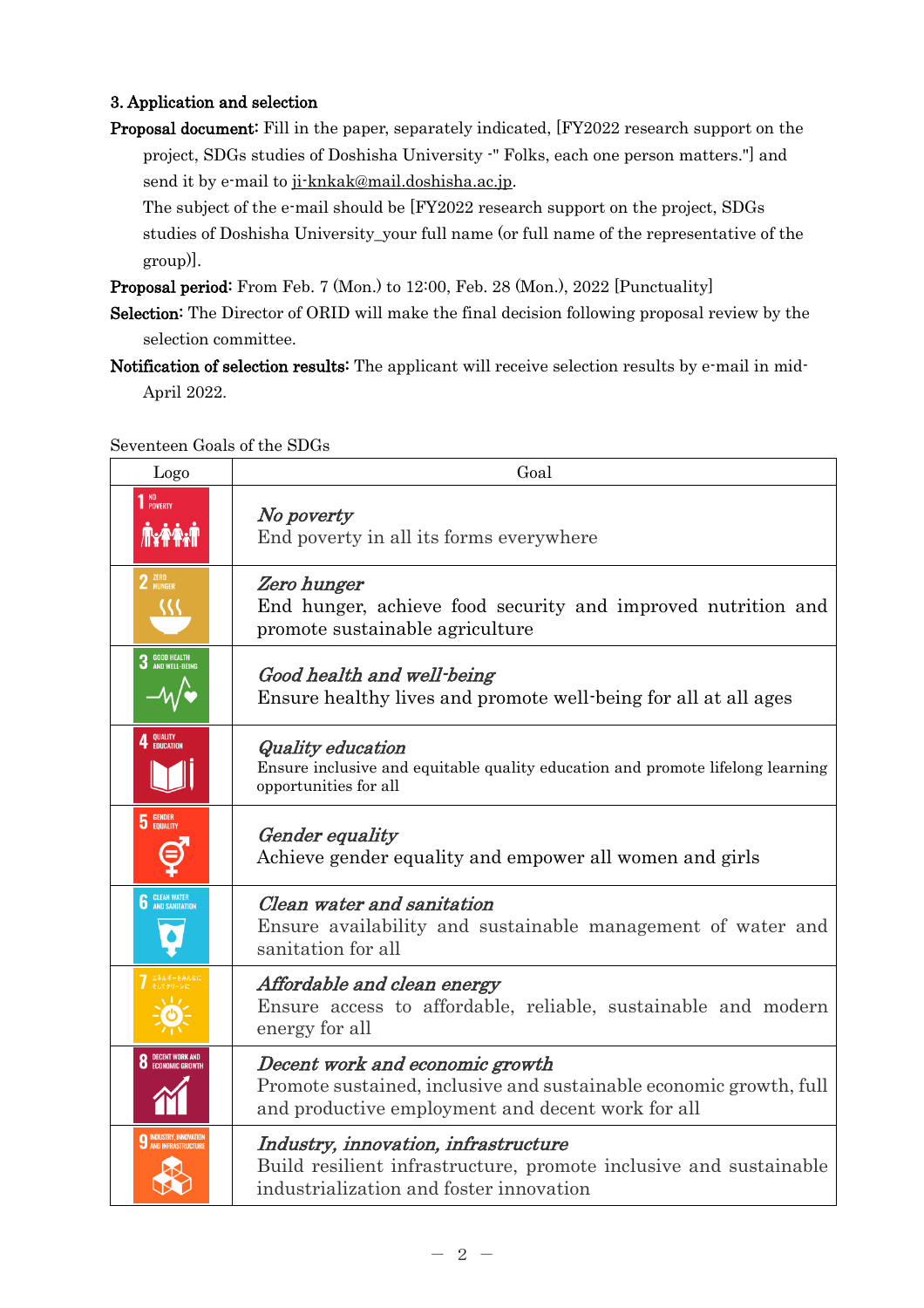### 3. Application and selection

**Proposal document:** Fill in the paper, separately indicated, [FY2022 research support on the project, SDGs studies of Doshisha University -" Folks, each one person matters."] and send it by e-mail to ji-knkak@mail.doshisha.ac.jp.
The subject of the e-mail should be [FY2022 research support on the project, SDGs studies of Doshisha University_your full name (or full name of the representative of the group)].

**Proposal period:** From Feb. 7 (Mon.) to 12:00, Feb. 28 (Mon.), 2022 [Punctuality]

**Selection:** The Director of ORID will make the final decision following proposal review by the selection committee.

**Notification of selection results:** The applicant will receive selection results by e-mail in mid-April 2022.

Seventeen Goals of the SDGs

| Logo | Goal |
|---|---|
| 1 NO POVERTY | *No poverty*<br>End poverty in all its forms everywhere |
| 2 ZERO HUNGER | *Zero hunger*<br>End hunger, achieve food security and improved nutrition and promote sustainable agriculture |
| 3 GOOD HEALTH AND WELL-BEING | *Good health and well-being*<br>Ensure healthy lives and promote well-being for all at all ages |
| 4 QUALITY EDUCATION | *Quality education*<br>Ensure inclusive and equitable quality education and promote lifelong learning opportunities for all |
| 5 GENDER EQUALITY | *Gender equality*<br>Achieve gender equality and empower all women and girls |
| 6 CLEAN WATER AND SANITATION | *Clean water and sanitation*<br>Ensure availability and sustainable management of water and sanitation for all |
| 7 エネルギーをみんなに そしてクリーンに | *Affordable and clean energy*<br>Ensure access to affordable, reliable, sustainable and modern energy for all |
| 8 DECENT WORK AND ECONOMIC GROWTH | *Decent work and economic growth*<br>Promote sustained, inclusive and sustainable economic growth, full and productive employment and decent work for all |
| 9 INDUSTRY, INNOVATION AND INFRASTRUCTURE | *Industry, innovation, infrastructure*<br>Build resilient infrastructure, promote inclusive and sustainable industrialization and foster innovation |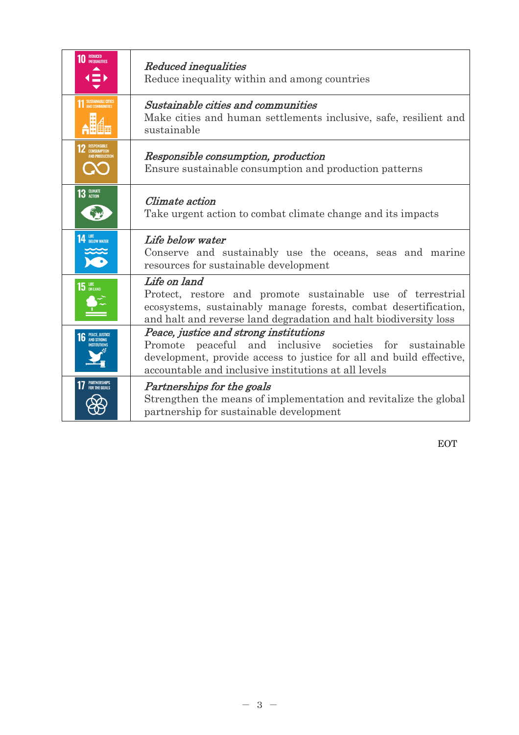| | |
|---|---|
| 10 REDUCED INEQUALITIES | *Reduced inequalities*<br>Reduce inequality within and among countries |
| 11 SUSTAINABLE CITIES AND COMMUNITIES | *Sustainable cities and communities*<br>Make cities and human settlements inclusive, safe, resilient and sustainable |
| 12 RESPONSIBLE CONSUMPTION AND PRODUCTION | *Responsible consumption, production*<br>Ensure sustainable consumption and production patterns |
| 13 CLIMATE ACTION | *Climate action*<br>Take urgent action to combat climate change and its impacts |
| 14 LIFE BELOW WATER | *Life below water*<br>Conserve and sustainably use the oceans, seas and marine resources for sustainable development |
| 15 LIFE ON LAND | *Life on land*<br>Protect, restore and promote sustainable use of terrestrial ecosystems, sustainably manage forests, combat desertification, and halt and reverse land degradation and halt biodiversity loss |
| 16 PEACE, JUSTICE AND STRONG INSTITUTIONS | *Peace, justice and strong institutions*<br>Promote peaceful and inclusive societies for sustainable development, provide access to justice for all and build effective, accountable and inclusive institutions at all levels |
| 17 PARTNERSHIPS FOR THE GOALS | *Partnerships for the goals*<br>Strengthen the means of implementation and revitalize the global partnership for sustainable development |

EOT